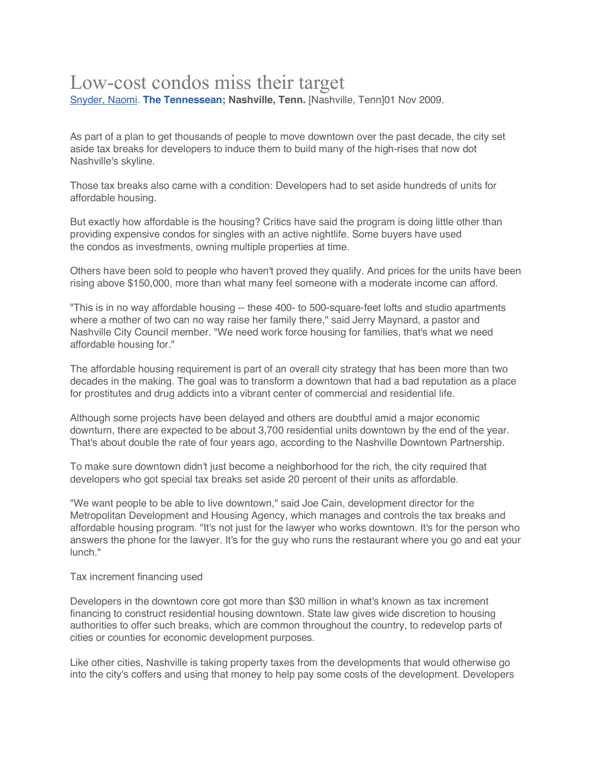# Low-cost condos miss their target

[Snyder, Naomi](). **The Tennessean; Nashville, Tenn.** [Nashville, Tenn]01 Nov 2009.

As part of a plan to get thousands of people to move downtown over the past decade, the city set aside tax breaks for developers to induce them to build many of the high-rises that now dot Nashville's skyline.

Those tax breaks also came with a condition: Developers had to set aside hundreds of units for affordable housing.

But exactly how affordable is the housing? Critics have said the program is doing little other than providing expensive condos for singles with an active nightlife. Some buyers have used the condos as investments, owning multiple properties at time.

Others have been sold to people who haven't proved they qualify. And prices for the units have been rising above $150,000, more than what many feel someone with a moderate income can afford.

"This is in no way affordable housing -- these 400- to 500-square-feet lofts and studio apartments where a mother of two can no way raise her family there," said Jerry Maynard, a pastor and Nashville City Council member. "We need work force housing for families, that's what we need affordable housing for."

The affordable housing requirement is part of an overall city strategy that has been more than two decades in the making. The goal was to transform a downtown that had a bad reputation as a place for prostitutes and drug addicts into a vibrant center of commercial and residential life.

Although some projects have been delayed and others are doubtful amid a major economic downturn, there are expected to be about 3,700 residential units downtown by the end of the year. That's about double the rate of four years ago, according to the Nashville Downtown Partnership.

To make sure downtown didn't just become a neighborhood for the rich, the city required that developers who got special tax breaks set aside 20 percent of their units as affordable.

"We want people to be able to live downtown," said Joe Cain, development director for the Metropolitan Development and Housing Agency, which manages and controls the tax breaks and affordable housing program. "It's not just for the lawyer who works downtown. It's for the person who answers the phone for the lawyer. It's for the guy who runs the restaurant where you go and eat your lunch."

Tax increment financing used

Developers in the downtown core got more than $30 million in what's known as tax increment financing to construct residential housing downtown. State law gives wide discretion to housing authorities to offer such breaks, which are common throughout the country, to redevelop parts of cities or counties for economic development purposes.

Like other cities, Nashville is taking property taxes from the developments that would otherwise go into the city's coffers and using that money to help pay some costs of the development. Developers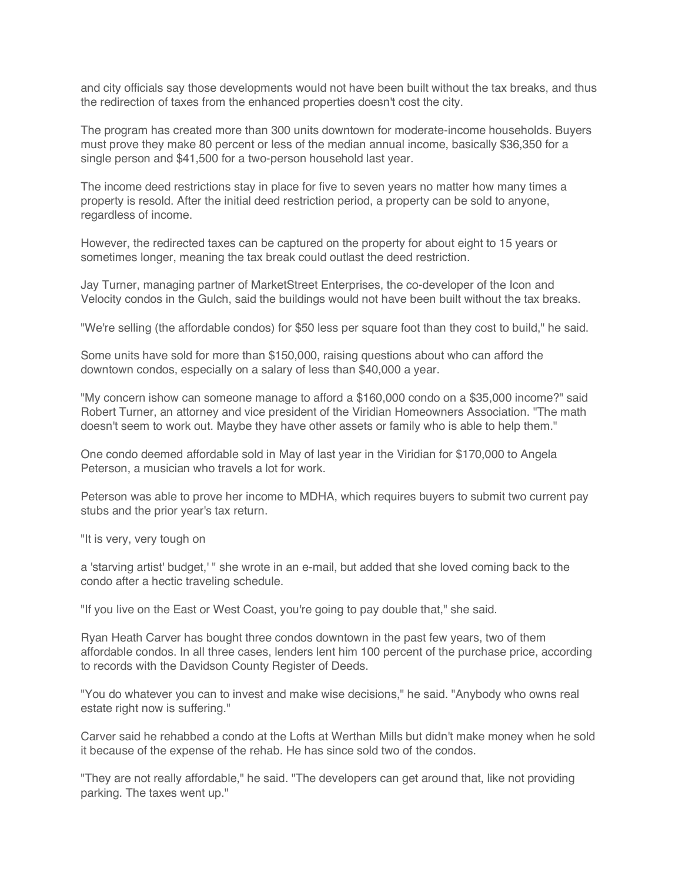and city officials say those developments would not have been built without the tax breaks, and thus the redirection of taxes from the enhanced properties doesn't cost the city.

The program has created more than 300 units downtown for moderate-income households. Buyers must prove they make 80 percent or less of the median annual income, basically $36,350 for a single person and $41,500 for a two-person household last year.

The income deed restrictions stay in place for five to seven years no matter how many times a property is resold. After the initial deed restriction period, a property can be sold to anyone, regardless of income.

However, the redirected taxes can be captured on the property for about eight to 15 years or sometimes longer, meaning the tax break could outlast the deed restriction.

Jay Turner, managing partner of MarketStreet Enterprises, the co-developer of the Icon and Velocity condos in the Gulch, said the buildings would not have been built without the tax breaks.

"We're selling (the affordable condos) for $50 less per square foot than they cost to build," he said.

Some units have sold for more than $150,000, raising questions about who can afford the downtown condos, especially on a salary of less than $40,000 a year.

"My concern ishow can someone manage to afford a $160,000 condo on a $35,000 income?" said Robert Turner, an attorney and vice president of the Viridian Homeowners Association. "The math doesn't seem to work out. Maybe they have other assets or family who is able to help them."

One condo deemed affordable sold in May of last year in the Viridian for $170,000 to Angela Peterson, a musician who travels a lot for work.

Peterson was able to prove her income to MDHA, which requires buyers to submit two current pay stubs and the prior year's tax return.

"It is very, very tough on

a 'starving artist' budget,' " she wrote in an e-mail, but added that she loved coming back to the condo after a hectic traveling schedule.

"If you live on the East or West Coast, you're going to pay double that," she said.

Ryan Heath Carver has bought three condos downtown in the past few years, two of them affordable condos. In all three cases, lenders lent him 100 percent of the purchase price, according to records with the Davidson County Register of Deeds.

"You do whatever you can to invest and make wise decisions," he said. "Anybody who owns real estate right now is suffering."

Carver said he rehabbed a condo at the Lofts at Werthan Mills but didn't make money when he sold it because of the expense of the rehab. He has since sold two of the condos.

"They are not really affordable," he said. "The developers can get around that, like not providing parking. The taxes went up."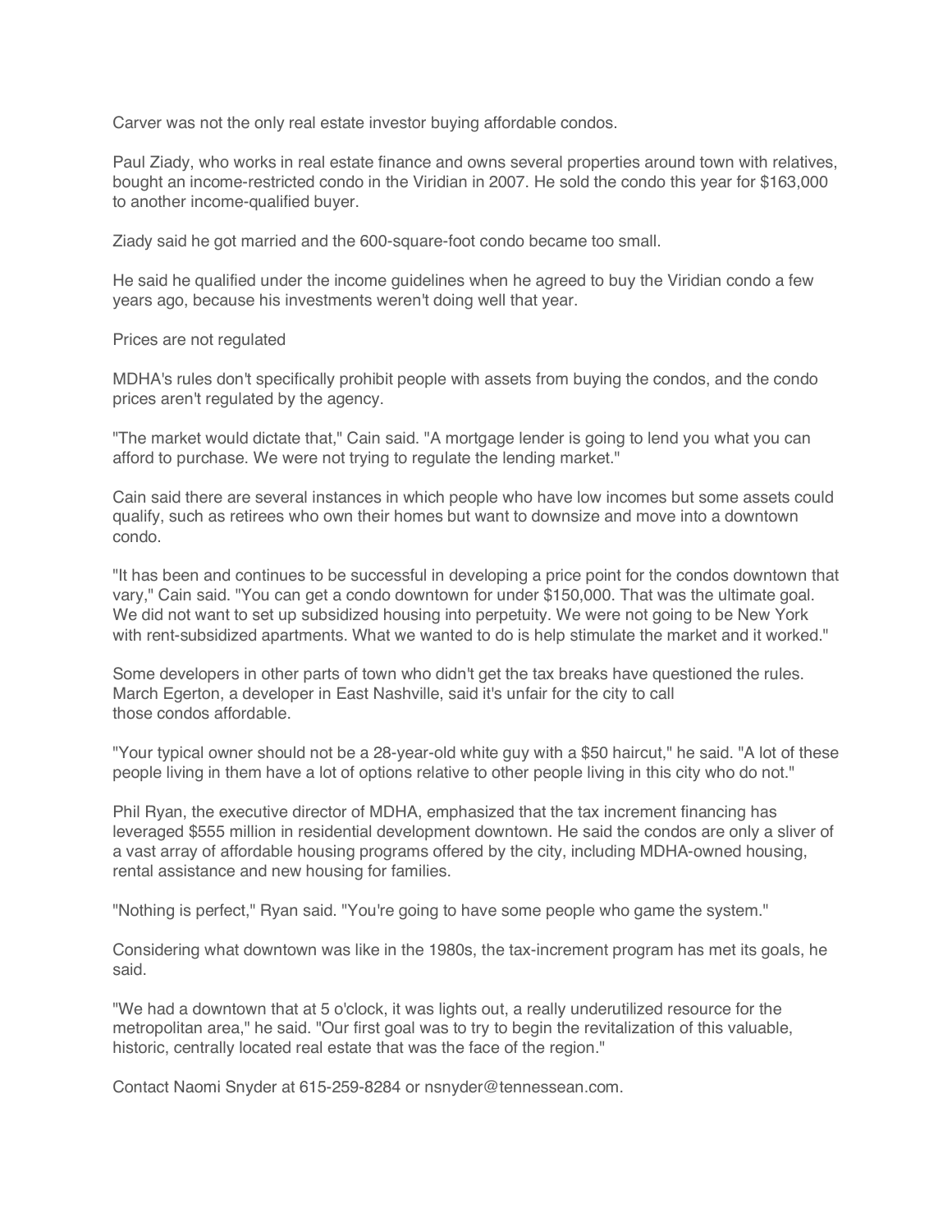Carver was not the only real estate investor buying affordable condos.

Paul Ziady, who works in real estate finance and owns several properties around town with relatives, bought an income-restricted condo in the Viridian in 2007. He sold the condo this year for $163,000 to another income-qualified buyer.

Ziady said he got married and the 600-square-foot condo became too small.

He said he qualified under the income guidelines when he agreed to buy the Viridian condo a few years ago, because his investments weren't doing well that year.

## Prices are not regulated

MDHA's rules don't specifically prohibit people with assets from buying the condos, and the condo prices aren't regulated by the agency.

"The market would dictate that," Cain said. "A mortgage lender is going to lend you what you can afford to purchase. We were not trying to regulate the lending market."

Cain said there are several instances in which people who have low incomes but some assets could qualify, such as retirees who own their homes but want to downsize and move into a downtown condo.

"It has been and continues to be successful in developing a price point for the condos downtown that vary," Cain said. "You can get a condo downtown for under $150,000. That was the ultimate goal. We did not want to set up subsidized housing into perpetuity. We were not going to be New York with rent-subsidized apartments. What we wanted to do is help stimulate the market and it worked."

Some developers in other parts of town who didn't get the tax breaks have questioned the rules. March Egerton, a developer in East Nashville, said it's unfair for the city to call those condos affordable.

"Your typical owner should not be a 28-year-old white guy with a $50 haircut," he said. "A lot of these people living in them have a lot of options relative to other people living in this city who do not."

Phil Ryan, the executive director of MDHA, emphasized that the tax increment financing has leveraged $555 million in residential development downtown. He said the condos are only a sliver of a vast array of affordable housing programs offered by the city, including MDHA-owned housing, rental assistance and new housing for families.

"Nothing is perfect," Ryan said. "You're going to have some people who game the system."

Considering what downtown was like in the 1980s, the tax-increment program has met its goals, he said.

"We had a downtown that at 5 o'clock, it was lights out, a really underutilized resource for the metropolitan area," he said. "Our first goal was to try to begin the revitalization of this valuable, historic, centrally located real estate that was the face of the region."

Contact Naomi Snyder at 615-259-8284 or nsnyder@tennessean.com.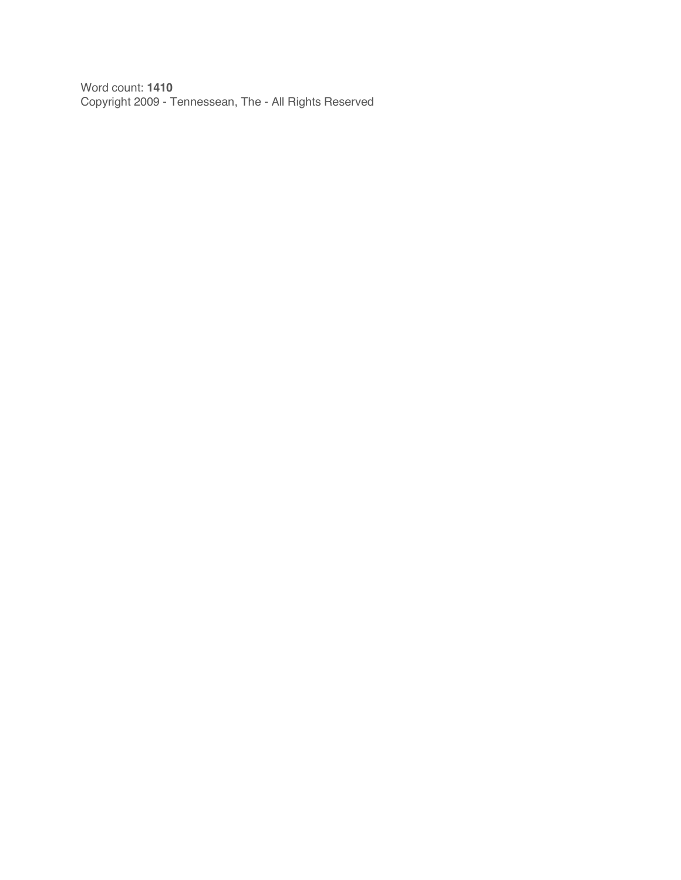Word count: **1410**
Copyright 2009 - Tennessean, The - All Rights Reserved